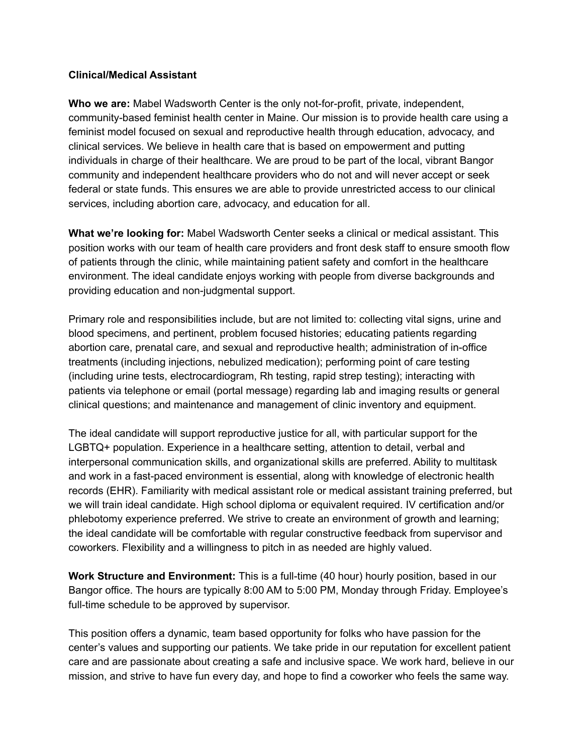**Clinical/Medical Assistant**

**Who we are:** Mabel Wadsworth Center is the only not-for-profit, private, independent, community-based feminist health center in Maine. Our mission is to provide health care using a feminist model focused on sexual and reproductive health through education, advocacy, and clinical services. We believe in health care that is based on empowerment and putting individuals in charge of their healthcare. We are proud to be part of the local, vibrant Bangor community and independent healthcare providers who do not and will never accept or seek federal or state funds. This ensures we are able to provide unrestricted access to our clinical services, including abortion care, advocacy, and education for all.

**What we're looking for:** Mabel Wadsworth Center seeks a clinical or medical assistant. This position works with our team of health care providers and front desk staff to ensure smooth flow of patients through the clinic, while maintaining patient safety and comfort in the healthcare environment. The ideal candidate enjoys working with people from diverse backgrounds and providing education and non-judgmental support.

Primary role and responsibilities include, but are not limited to: collecting vital signs, urine and blood specimens, and pertinent, problem focused histories; educating patients regarding abortion care, prenatal care, and sexual and reproductive health; administration of in-office treatments (including injections, nebulized medication); performing point of care testing (including urine tests, electrocardiogram, Rh testing, rapid strep testing); interacting with patients via telephone or email (portal message) regarding lab and imaging results or general clinical questions; and maintenance and management of clinic inventory and equipment.

The ideal candidate will support reproductive justice for all, with particular support for the LGBTQ+ population. Experience in a healthcare setting, attention to detail, verbal and interpersonal communication skills, and organizational skills are preferred. Ability to multitask and work in a fast-paced environment is essential, along with knowledge of electronic health records (EHR). Familiarity with medical assistant role or medical assistant training preferred, but we will train ideal candidate. High school diploma or equivalent required. IV certification and/or phlebotomy experience preferred. We strive to create an environment of growth and learning; the ideal candidate will be comfortable with regular constructive feedback from supervisor and coworkers. Flexibility and a willingness to pitch in as needed are highly valued.

**Work Structure and Environment:** This is a full-time (40 hour) hourly position, based in our Bangor office. The hours are typically 8:00 AM to 5:00 PM, Monday through Friday. Employee's full-time schedule to be approved by supervisor.

This position offers a dynamic, team based opportunity for folks who have passion for the center's values and supporting our patients. We take pride in our reputation for excellent patient care and are passionate about creating a safe and inclusive space. We work hard, believe in our mission, and strive to have fun every day, and hope to find a coworker who feels the same way.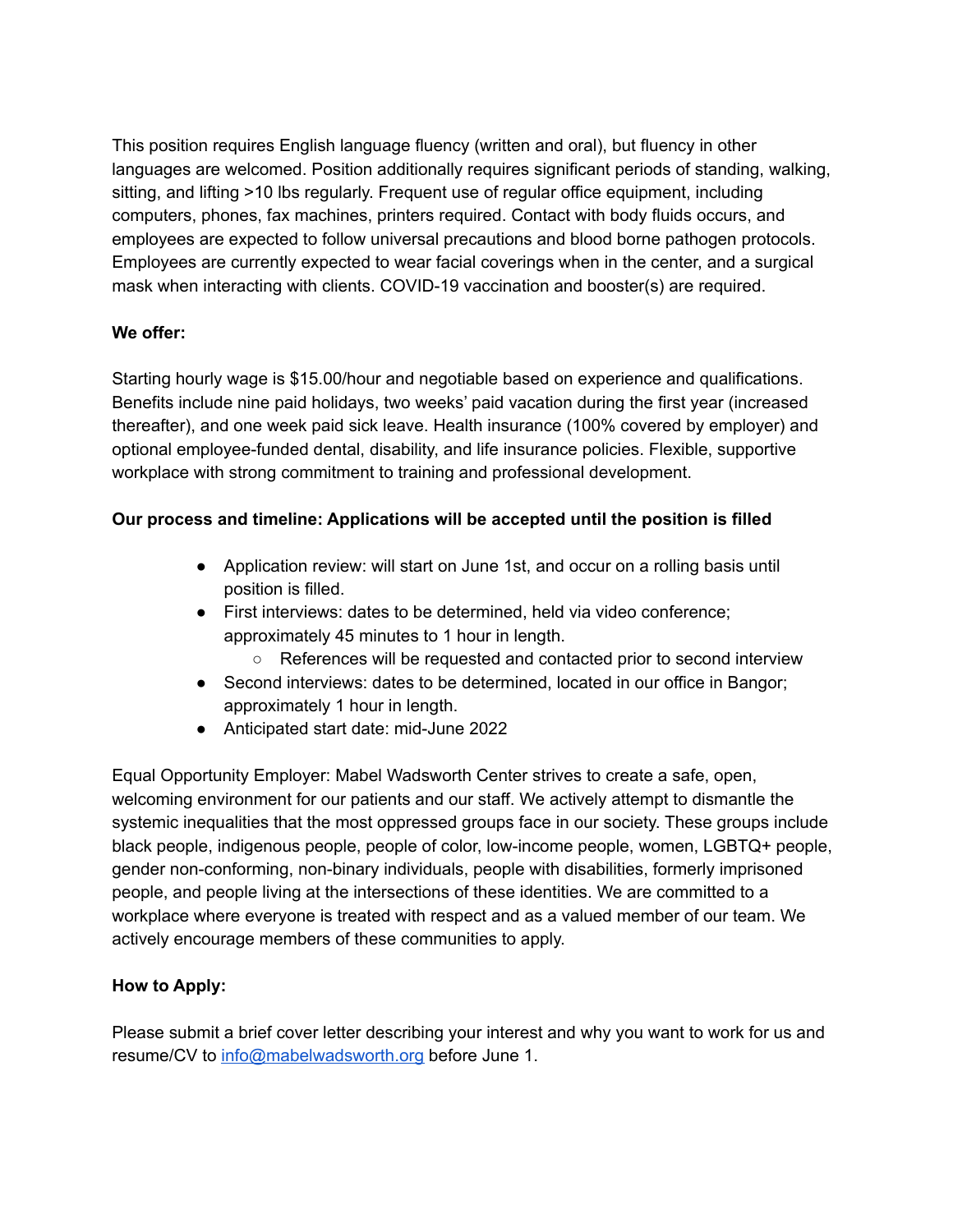This position requires English language fluency (written and oral), but fluency in other languages are welcomed. Position additionally requires significant periods of standing, walking, sitting, and lifting >10 lbs regularly. Frequent use of regular office equipment, including computers, phones, fax machines, printers required. Contact with body fluids occurs, and employees are expected to follow universal precautions and blood borne pathogen protocols. Employees are currently expected to wear facial coverings when in the center, and a surgical mask when interacting with clients. COVID-19 vaccination and booster(s) are required.

**We offer:**

Starting hourly wage is $15.00/hour and negotiable based on experience and qualifications. Benefits include nine paid holidays, two weeks' paid vacation during the first year (increased thereafter), and one week paid sick leave. Health insurance (100% covered by employer) and optional employee-funded dental, disability, and life insurance policies. Flexible, supportive workplace with strong commitment to training and professional development.

**Our process and timeline: Applications will be accepted until the position is filled**

- Application review: will start on June 1st, and occur on a rolling basis until position is filled.
- First interviews: dates to be determined, held via video conference; approximately 45 minutes to 1 hour in length.
    - References will be requested and contacted prior to second interview
- Second interviews: dates to be determined, located in our office in Bangor; approximately 1 hour in length.
- Anticipated start date: mid-June 2022

Equal Opportunity Employer: Mabel Wadsworth Center strives to create a safe, open, welcoming environment for our patients and our staff. We actively attempt to dismantle the systemic inequalities that the most oppressed groups face in our society. These groups include black people, indigenous people, people of color, low-income people, women, LGBTQ+ people, gender non-conforming, non-binary individuals, people with disabilities, formerly imprisoned people, and people living at the intersections of these identities. We are committed to a workplace where everyone is treated with respect and as a valued member of our team. We actively encourage members of these communities to apply.

**How to Apply:**

Please submit a brief cover letter describing your interest and why you want to work for us and resume/CV to [info@mabelwadsworth.org](mailto:info@mabelwadsworth.org) before June 1.